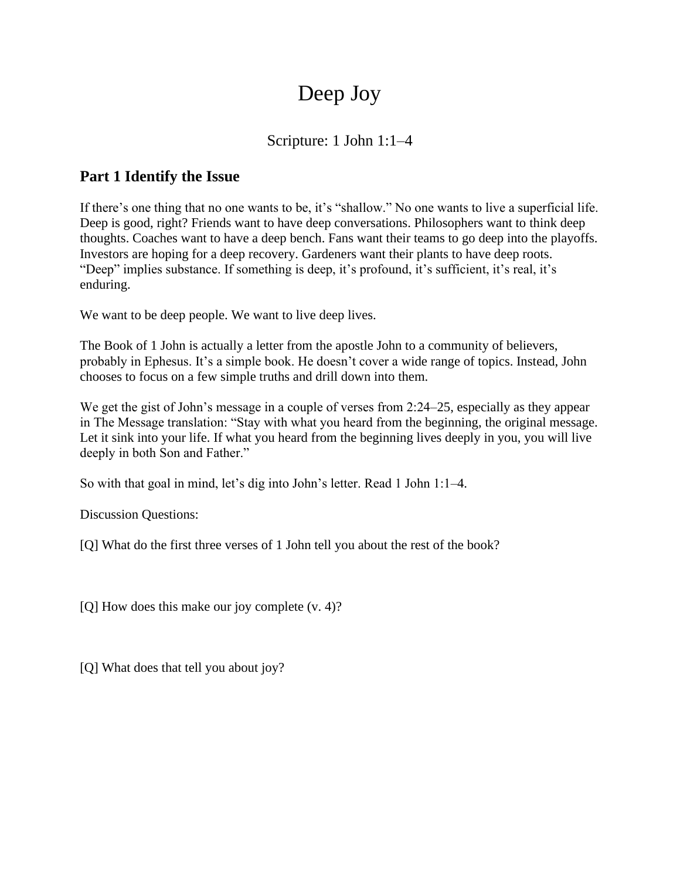# Deep Joy

Scripture: 1 John 1:1–4

## Part 1 Identify the Issue

If there's one thing that no one wants to be, it's "shallow." No one wants to live a superficial life. Deep is good, right? Friends want to have deep conversations. Philosophers want to think deep thoughts. Coaches want to have a deep bench. Fans want their teams to go deep into the playoffs. Investors are hoping for a deep recovery. Gardeners want their plants to have deep roots. "Deep" implies substance. If something is deep, it's profound, it's sufficient, it's real, it's enduring.

We want to be deep people. We want to live deep lives.

The Book of 1 John is actually a letter from the apostle John to a community of believers, probably in Ephesus. It's a simple book. He doesn't cover a wide range of topics. Instead, John chooses to focus on a few simple truths and drill down into them.

We get the gist of John's message in a couple of verses from 2:24–25, especially as they appear in The Message translation: "Stay with what you heard from the beginning, the original message. Let it sink into your life. If what you heard from the beginning lives deeply in you, you will live deeply in both Son and Father."

So with that goal in mind, let's dig into John's letter. Read 1 John 1:1–4.

Discussion Questions:

[Q] What do the first three verses of 1 John tell you about the rest of the book?

[Q] How does this make our joy complete (v. 4)?

[Q] What does that tell you about joy?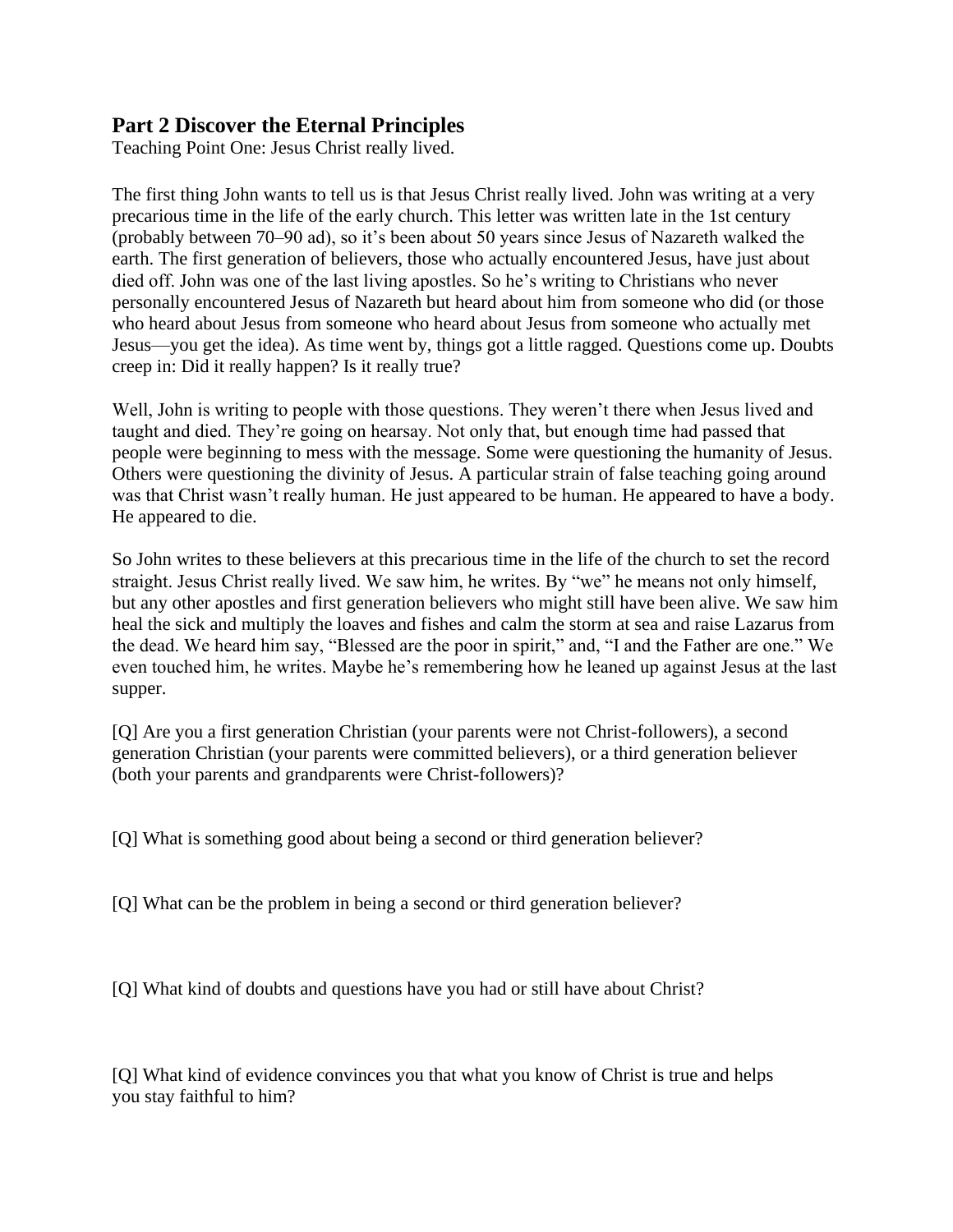## Part 2 Discover the Eternal Principles

Teaching Point One: Jesus Christ really lived.

The first thing John wants to tell us is that Jesus Christ really lived. John was writing at a very precarious time in the life of the early church. This letter was written late in the 1st century (probably between 70–90 ad), so it's been about 50 years since Jesus of Nazareth walked the earth. The first generation of believers, those who actually encountered Jesus, have just about died off. John was one of the last living apostles. So he's writing to Christians who never personally encountered Jesus of Nazareth but heard about him from someone who did (or those who heard about Jesus from someone who heard about Jesus from someone who actually met Jesus—you get the idea). As time went by, things got a little ragged. Questions come up. Doubts creep in: Did it really happen? Is it really true?

Well, John is writing to people with those questions. They weren't there when Jesus lived and taught and died. They're going on hearsay. Not only that, but enough time had passed that people were beginning to mess with the message. Some were questioning the humanity of Jesus. Others were questioning the divinity of Jesus. A particular strain of false teaching going around was that Christ wasn't really human. He just appeared to be human. He appeared to have a body. He appeared to die.

So John writes to these believers at this precarious time in the life of the church to set the record straight. Jesus Christ really lived. We saw him, he writes. By "we" he means not only himself, but any other apostles and first generation believers who might still have been alive. We saw him heal the sick and multiply the loaves and fishes and calm the storm at sea and raise Lazarus from the dead. We heard him say, "Blessed are the poor in spirit," and, "I and the Father are one." We even touched him, he writes. Maybe he's remembering how he leaned up against Jesus at the last supper.

[Q] Are you a first generation Christian (your parents were not Christ-followers), a second generation Christian (your parents were committed believers), or a third generation believer (both your parents and grandparents were Christ-followers)?

[Q] What is something good about being a second or third generation believer?

[Q] What can be the problem in being a second or third generation believer?

[Q] What kind of doubts and questions have you had or still have about Christ?

[Q] What kind of evidence convinces you that what you know of Christ is true and helps you stay faithful to him?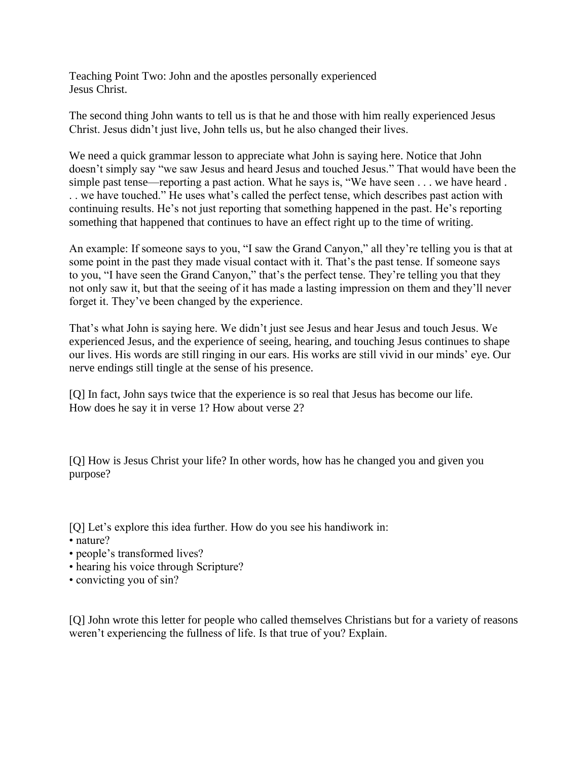Teaching Point Two: John and the apostles personally experienced Jesus Christ.

The second thing John wants to tell us is that he and those with him really experienced Jesus Christ. Jesus didn't just live, John tells us, but he also changed their lives.

We need a quick grammar lesson to appreciate what John is saying here. Notice that John doesn't simply say "we saw Jesus and heard Jesus and touched Jesus." That would have been the simple past tense—reporting a past action. What he says is, "We have seen . . . we have heard . . . we have touched." He uses what's called the perfect tense, which describes past action with continuing results. He's not just reporting that something happened in the past. He's reporting something that happened that continues to have an effect right up to the time of writing.

An example: If someone says to you, "I saw the Grand Canyon," all they're telling you is that at some point in the past they made visual contact with it. That's the past tense. If someone says to you, "I have seen the Grand Canyon," that's the perfect tense. They're telling you that they not only saw it, but that the seeing of it has made a lasting impression on them and they'll never forget it. They've been changed by the experience.

That's what John is saying here. We didn't just see Jesus and hear Jesus and touch Jesus. We experienced Jesus, and the experience of seeing, hearing, and touching Jesus continues to shape our lives. His words are still ringing in our ears. His works are still vivid in our minds' eye. Our nerve endings still tingle at the sense of his presence.

[Q] In fact, John says twice that the experience is so real that Jesus has become our life. How does he say it in verse 1? How about verse 2?

[Q] How is Jesus Christ your life? In other words, how has he changed you and given you purpose?

[Q] Let's explore this idea further. How do you see his handiwork in:

- nature?
- people's transformed lives?
- hearing his voice through Scripture?
- convicting you of sin?

[Q] John wrote this letter for people who called themselves Christians but for a variety of reasons weren't experiencing the fullness of life. Is that true of you? Explain.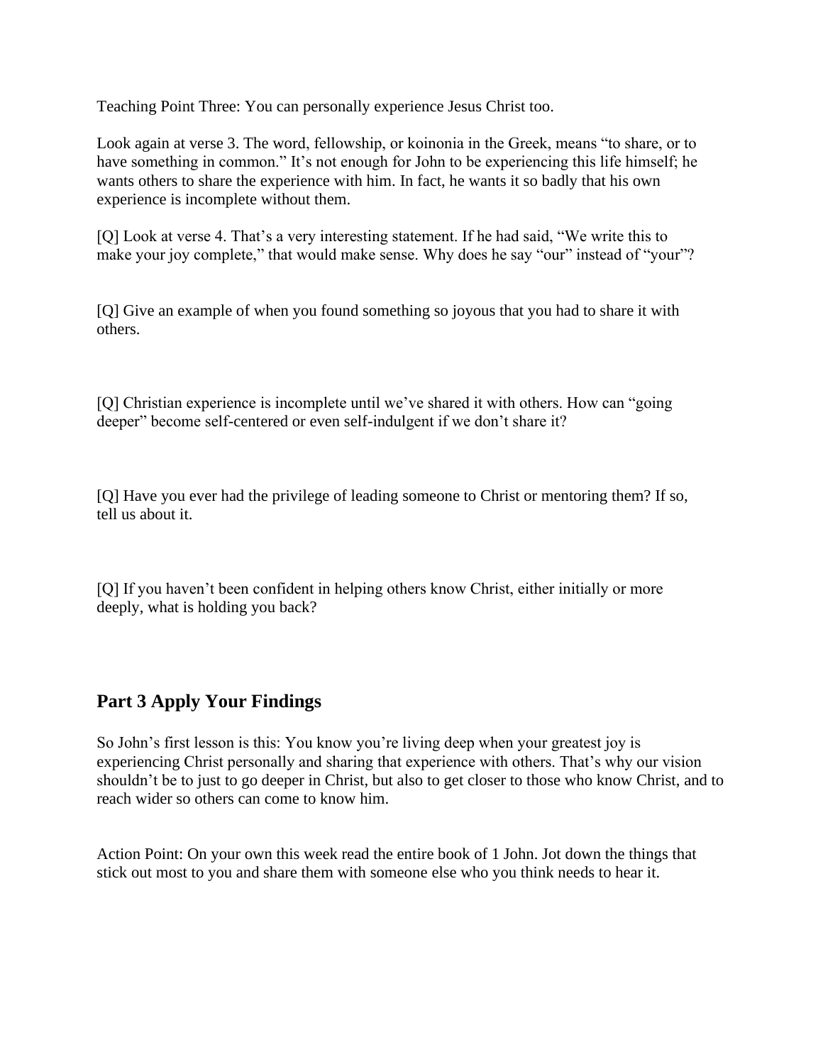Teaching Point Three: You can personally experience Jesus Christ too.

Look again at verse 3. The word, fellowship, or koinonia in the Greek, means "to share, or to have something in common." It's not enough for John to be experiencing this life himself; he wants others to share the experience with him. In fact, he wants it so badly that his own experience is incomplete without them.

[Q] Look at verse 4. That's a very interesting statement. If he had said, "We write this to make your joy complete," that would make sense. Why does he say "our" instead of "your"?

[Q] Give an example of when you found something so joyous that you had to share it with others.

[Q] Christian experience is incomplete until we've shared it with others. How can "going deeper" become self-centered or even self-indulgent if we don't share it?

[Q] Have you ever had the privilege of leading someone to Christ or mentoring them? If so, tell us about it.

[Q] If you haven't been confident in helping others know Christ, either initially or more deeply, what is holding you back?

## Part 3 Apply Your Findings

So John's first lesson is this: You know you're living deep when your greatest joy is experiencing Christ personally and sharing that experience with others. That's why our vision shouldn't be to just to go deeper in Christ, but also to get closer to those who know Christ, and to reach wider so others can come to know him.

Action Point: On your own this week read the entire book of 1 John. Jot down the things that stick out most to you and share them with someone else who you think needs to hear it.